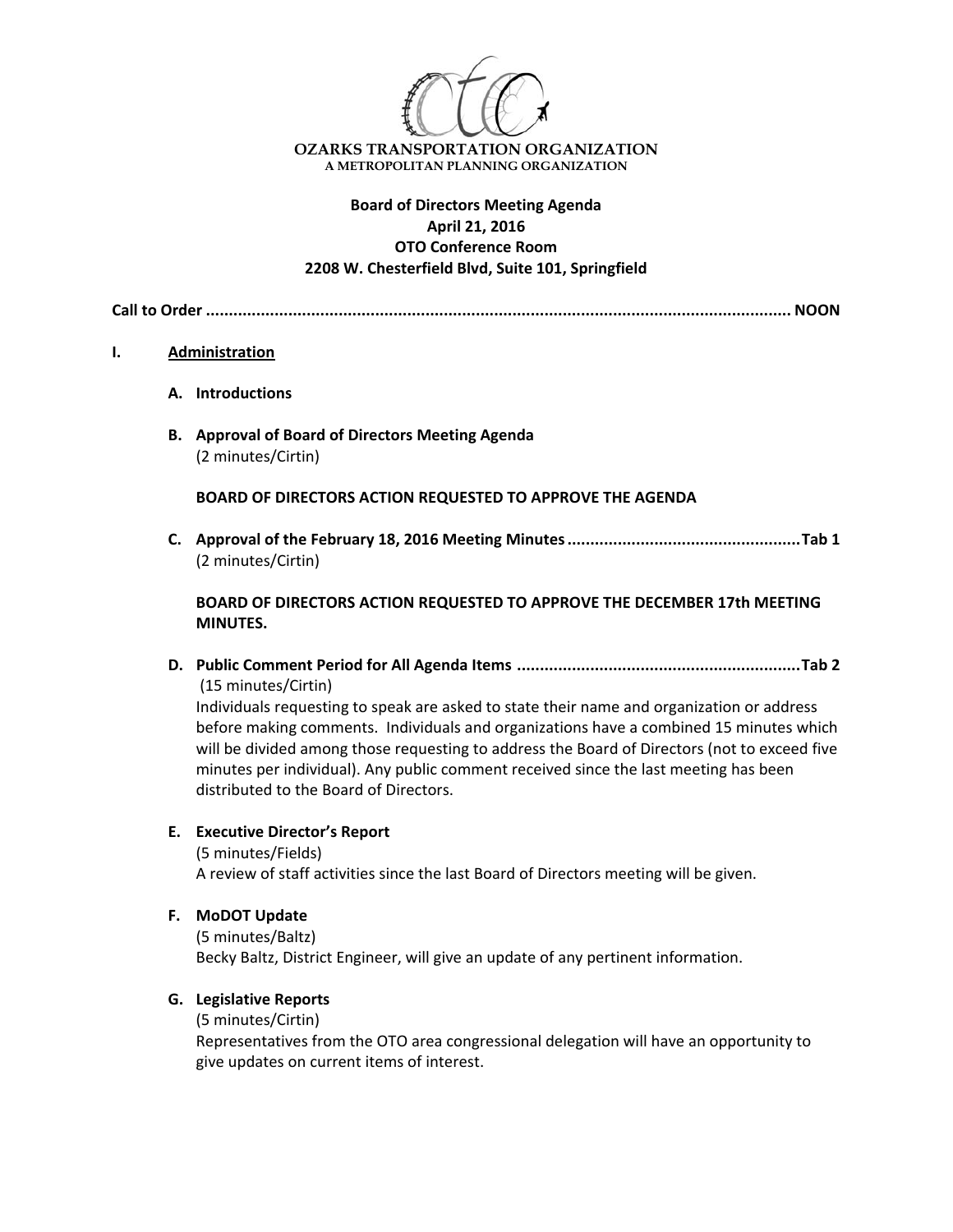**OZARKS TRANSPORTATION ORGANIZATION**
A METROPOLITAN PLANNING ORGANIZATION

**Board of Directors Meeting Agenda**
**April 21, 2016**
**OTO Conference Room**
**2208 W. Chesterfield Blvd, Suite 101, Springfield**

**Call to Order ............................................................................................................. NOON**

## I. Administration

**A. Introductions**

**B. Approval of Board of Directors Meeting Agenda**
(2 minutes/Cirtin)

**BOARD OF DIRECTORS ACTION REQUESTED TO APPROVE THE AGENDA**

**C. Approval of the February 18, 2016 Meeting Minutes .................................................. Tab 1**
(2 minutes/Cirtin)

**BOARD OF DIRECTORS ACTION REQUESTED TO APPROVE THE DECEMBER 17th MEETING MINUTES.**

**D. Public Comment Period for All Agenda Items ............................................................. Tab 2**
(15 minutes/Cirtin)
Individuals requesting to speak are asked to state their name and organization or address before making comments. Individuals and organizations have a combined 15 minutes which will be divided among those requesting to address the Board of Directors (not to exceed five minutes per individual). Any public comment received since the last meeting has been distributed to the Board of Directors.

**E. Executive Director's Report**
(5 minutes/Fields)
A review of staff activities since the last Board of Directors meeting will be given.

**F. MoDOT Update**
(5 minutes/Baltz)
Becky Baltz, District Engineer, will give an update of any pertinent information.

**G. Legislative Reports**
(5 minutes/Cirtin)
Representatives from the OTO area congressional delegation will have an opportunity to give updates on current items of interest.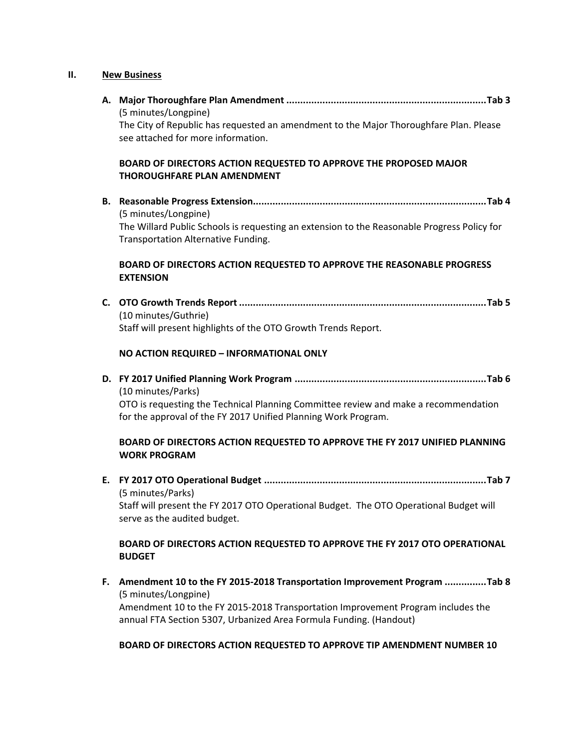## II. New Business

**A. Major Thoroughfare Plan Amendment ........................................................................Tab 3**
(5 minutes/Longpine)
The City of Republic has requested an amendment to the Major Thoroughfare Plan. Please see attached for more information.

**BOARD OF DIRECTORS ACTION REQUESTED TO APPROVE THE PROPOSED MAJOR THOROUGHFARE PLAN AMENDMENT**

**B. Reasonable Progress Extension....................................................................................Tab 4**
(5 minutes/Longpine)
The Willard Public Schools is requesting an extension to the Reasonable Progress Policy for Transportation Alternative Funding.

**BOARD OF DIRECTORS ACTION REQUESTED TO APPROVE THE REASONABLE PROGRESS EXTENSION**

**C. OTO Growth Trends Report .........................................................................................Tab 5**
(10 minutes/Guthrie)
Staff will present highlights of the OTO Growth Trends Report.

**NO ACTION REQUIRED – INFORMATIONAL ONLY**

**D. FY 2017 Unified Planning Work Program .....................................................................Tab 6**
(10 minutes/Parks)
OTO is requesting the Technical Planning Committee review and make a recommendation for the approval of the FY 2017 Unified Planning Work Program.

**BOARD OF DIRECTORS ACTION REQUESTED TO APPROVE THE FY 2017 UNIFIED PLANNING WORK PROGRAM**

**E. FY 2017 OTO Operational Budget ................................................................................Tab 7**
(5 minutes/Parks)
Staff will present the FY 2017 OTO Operational Budget. The OTO Operational Budget will serve as the audited budget.

**BOARD OF DIRECTORS ACTION REQUESTED TO APPROVE THE FY 2017 OTO OPERATIONAL BUDGET**

**F. Amendment 10 to the FY 2015-2018 Transportation Improvement Program ...............Tab 8**
(5 minutes/Longpine)
Amendment 10 to the FY 2015-2018 Transportation Improvement Program includes the annual FTA Section 5307, Urbanized Area Formula Funding. (Handout)

**BOARD OF DIRECTORS ACTION REQUESTED TO APPROVE TIP AMENDMENT NUMBER 10**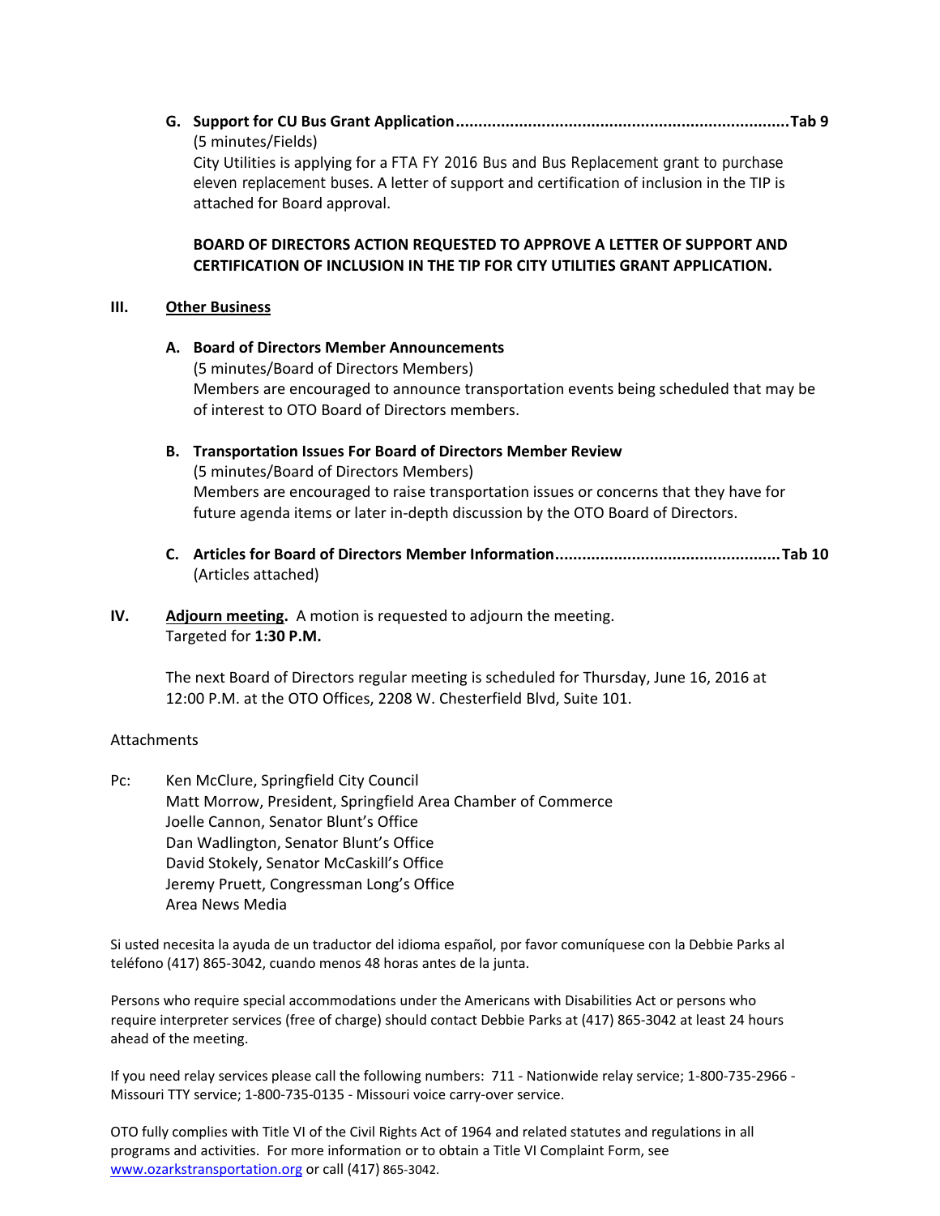**G. Support for CU Bus Grant Application..........................................................................Tab 9**
(5 minutes/Fields)
City Utilities is applying for a FTA FY 2016 Bus and Bus Replacement grant to purchase eleven replacement buses. A letter of support and certification of inclusion in the TIP is attached for Board approval.

**BOARD OF DIRECTORS ACTION REQUESTED TO APPROVE A LETTER OF SUPPORT AND CERTIFICATION OF INCLUSION IN THE TIP FOR CITY UTILITIES GRANT APPLICATION.**

## III. Other Business

**A. Board of Directors Member Announcements**
(5 minutes/Board of Directors Members)
Members are encouraged to announce transportation events being scheduled that may be of interest to OTO Board of Directors members.

**B. Transportation Issues For Board of Directors Member Review**
(5 minutes/Board of Directors Members)
Members are encouraged to raise transportation issues or concerns that they have for future agenda items or later in-depth discussion by the OTO Board of Directors.

**C. Articles for Board of Directors Member Information.................................................Tab 10**
(Articles attached)

## IV. Adjourn meeting.

A motion is requested to adjourn the meeting.
Targeted for **1:30 P.M.**

The next Board of Directors regular meeting is scheduled for Thursday, June 16, 2016 at 12:00 P.M. at the OTO Offices, 2208 W. Chesterfield Blvd, Suite 101.

Attachments

Pc: Ken McClure, Springfield City Council
Matt Morrow, President, Springfield Area Chamber of Commerce
Joelle Cannon, Senator Blunt's Office
Dan Wadlington, Senator Blunt's Office
David Stokely, Senator McCaskill's Office
Jeremy Pruett, Congressman Long's Office
Area News Media

Si usted necesita la ayuda de un traductor del idioma español, por favor comuníquese con la Debbie Parks al teléfono (417) 865-3042, cuando menos 48 horas antes de la junta.

Persons who require special accommodations under the Americans with Disabilities Act or persons who require interpreter services (free of charge) should contact Debbie Parks at (417) 865-3042 at least 24 hours ahead of the meeting.

If you need relay services please call the following numbers: 711 - Nationwide relay service; 1-800-735-2966 - Missouri TTY service; 1-800-735-0135 - Missouri voice carry-over service.

OTO fully complies with Title VI of the Civil Rights Act of 1964 and related statutes and regulations in all programs and activities. For more information or to obtain a Title VI Complaint Form, see www.ozarkstransportation.org or call (417) 865-3042.